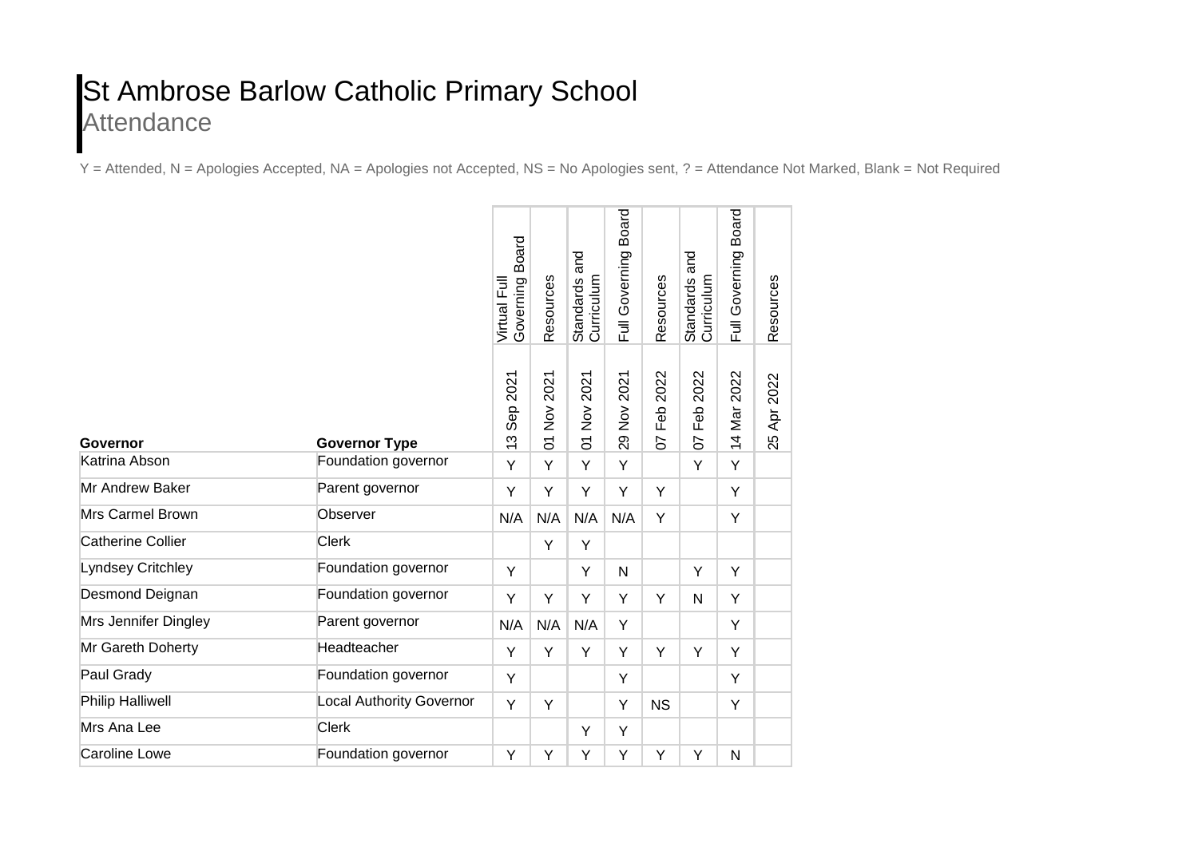# St Ambrose Barlow Catholic Primary School

## Attendance

Y = Attended, N = Apologies Accepted, NA = Apologies not Accepted, NS = No Apologies sent, ? = Attendance Not Marked, Blank = Not Required

| Governor | Governor Type | Virtual Full Governing Board | Resources | Standards and Curriculum | Full Governing Board | Resources | Standards and Curriculum | Full Governing Board | Resources |
|---|---|---|---|---|---|---|---|---|---|
| | | 13 Sep 2021 | 01 Nov 2021 | 01 Nov 2021 | 29 Nov 2021 | 07 Feb 2022 | 07 Feb 2022 | 14 Mar 2022 | 25 Apr 2022 |
| Katrina Abson | Foundation governor | Y | Y | Y | Y | | Y | Y | |
| Mr Andrew Baker | Parent governor | Y | Y | Y | Y | Y | | Y | |
| Mrs Carmel Brown | Observer | N/A | N/A | N/A | N/A | Y | | Y | |
| Catherine Collier | Clerk | | Y | Y | | | | | |
| Lyndsey Critchley | Foundation governor | Y | | Y | N | | Y | Y | |
| Desmond Deignan | Foundation governor | Y | Y | Y | Y | Y | N | Y | |
| Mrs Jennifer Dingley | Parent governor | N/A | N/A | N/A | Y | | | Y | |
| Mr Gareth Doherty | Headteacher | Y | Y | Y | Y | Y | Y | Y | |
| Paul Grady | Foundation governor | Y | | | Y | | | Y | |
| Philip Halliwell | Local Authority Governor | Y | Y | | Y | NS | | Y | |
| Mrs Ana Lee | Clerk | | | Y | Y | | | | |
| Caroline Lowe | Foundation governor | Y | Y | Y | Y | Y | Y | N | |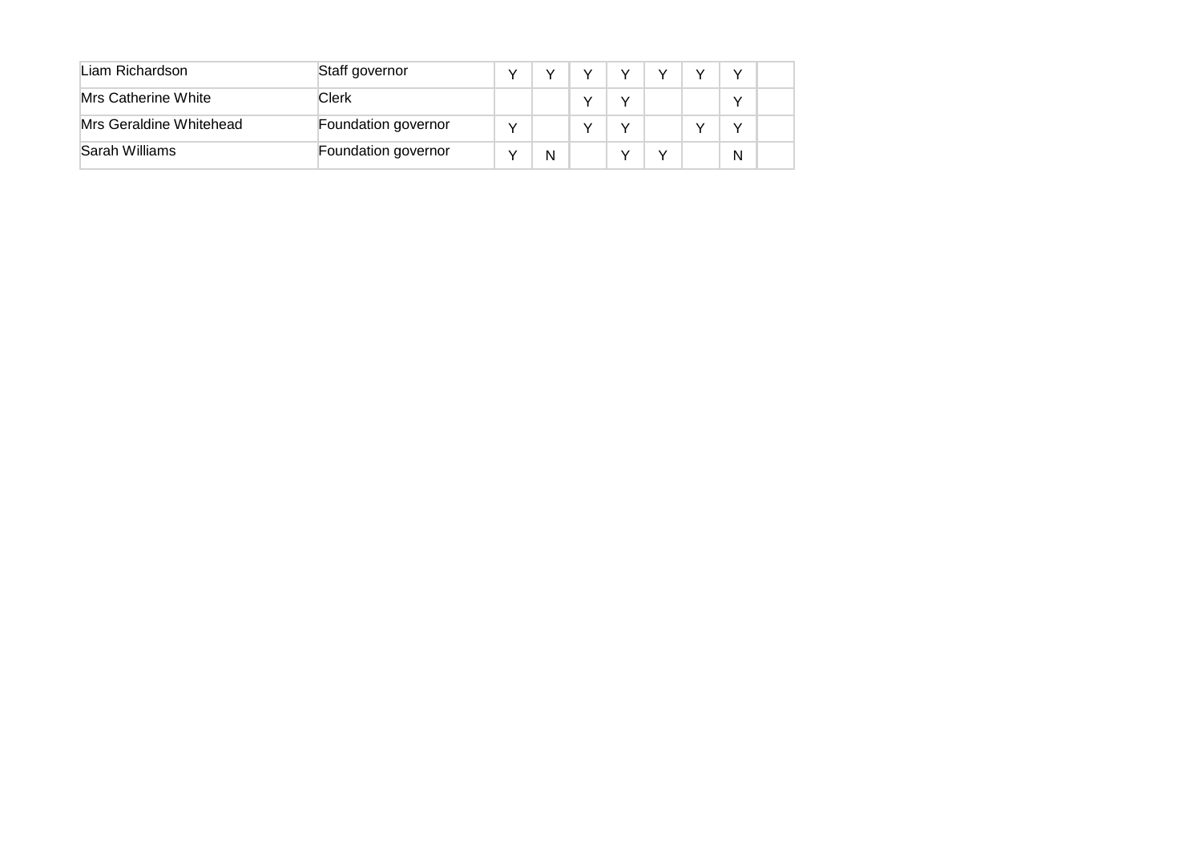| | | | | | | | | | |
|---|---|---|---|---|---|---|---|---|---|
| Liam Richardson | Staff governor | Y | Y | Y | Y | Y | Y | Y | |
| Mrs Catherine White | Clerk | | | Y | Y | | | Y | |
| Mrs Geraldine Whitehead | Foundation governor | Y | | Y | Y | | Y | Y | |
| Sarah Williams | Foundation governor | Y | N | | Y | Y | | N | |